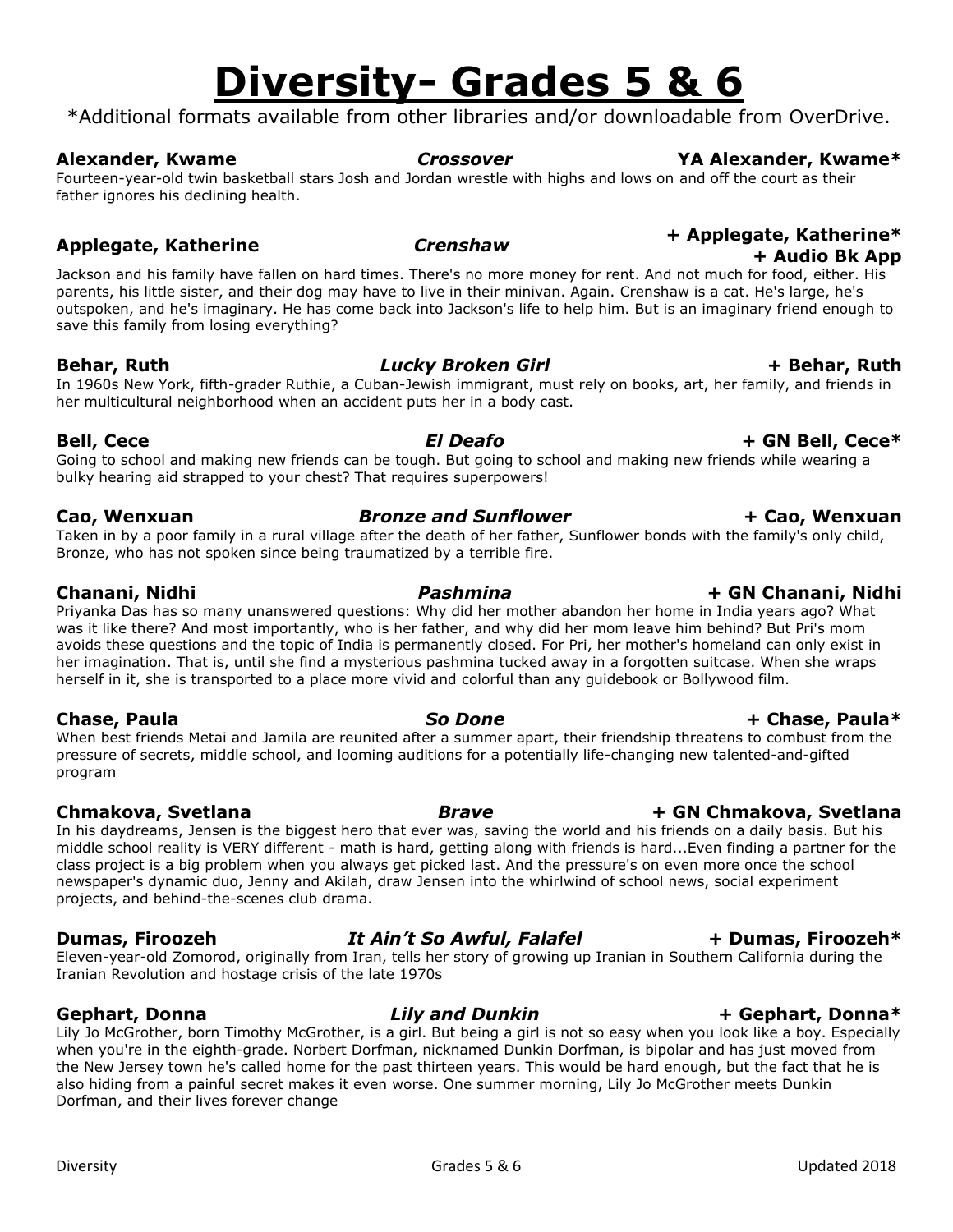# Diversity- Grades 5 & 6

*Additional formats available from other libraries and/or downloadable from OverDrive.

**Alexander, Kwame** — ***Crossover*** — **YA Alexander, Kwame***

Fourteen-year-old twin basketball stars Josh and Jordan wrestle with highs and lows on and off the court as their father ignores his declining health.

**Applegate, Katherine** — ***Crenshaw*** — **+ Applegate, Katherine* + Audio Bk App**

Jackson and his family have fallen on hard times. There's no more money for rent. And not much for food, either. His parents, his little sister, and their dog may have to live in their minivan. Again. Crenshaw is a cat. He's large, he's outspoken, and he's imaginary. He has come back into Jackson's life to help him. But is an imaginary friend enough to save this family from losing everything?

**Behar, Ruth** — ***Lucky Broken Girl*** — **+ Behar, Ruth**

In 1960s New York, fifth-grader Ruthie, a Cuban-Jewish immigrant, must rely on books, art, her family, and friends in her multicultural neighborhood when an accident puts her in a body cast.

**Bell, Cece** — ***El Deafo*** — **+ GN Bell, Cece***

Going to school and making new friends can be tough. But going to school and making new friends while wearing a bulky hearing aid strapped to your chest? That requires superpowers!

**Cao, Wenxuan** — ***Bronze and Sunflower*** — **+ Cao, Wenxuan**

Taken in by a poor family in a rural village after the death of her father, Sunflower bonds with the family's only child, Bronze, who has not spoken since being traumatized by a terrible fire.

**Chanani, Nidhi** — ***Pashmina*** — **+ GN Chanani, Nidhi**

Priyanka Das has so many unanswered questions: Why did her mother abandon her home in India years ago? What was it like there? And most importantly, who is her father, and why did her mom leave him behind? But Pri's mom avoids these questions and the topic of India is permanently closed. For Pri, her mother's homeland can only exist in her imagination. That is, until she find a mysterious pashmina tucked away in a forgotten suitcase. When she wraps herself in it, she is transported to a place more vivid and colorful than any guidebook or Bollywood film.

**Chase, Paula** — ***So Done*** — **+ Chase, Paula***

When best friends Metai and Jamila are reunited after a summer apart, their friendship threatens to combust from the pressure of secrets, middle school, and looming auditions for a potentially life-changing new talented-and-gifted program

**Chmakova, Svetlana** — ***Brave*** — **+ GN Chmakova, Svetlana**

In his daydreams, Jensen is the biggest hero that ever was, saving the world and his friends on a daily basis. But his middle school reality is VERY different - math is hard, getting along with friends is hard...Even finding a partner for the class project is a big problem when you always get picked last. And the pressure's on even more once the school newspaper's dynamic duo, Jenny and Akilah, draw Jensen into the whirlwind of school news, social experiment projects, and behind-the-scenes club drama.

**Dumas, Firoozeh** — ***It Ain't So Awful, Falafel*** — **+ Dumas, Firoozeh***

Eleven-year-old Zomorod, originally from Iran, tells her story of growing up Iranian in Southern California during the Iranian Revolution and hostage crisis of the late 1970s

**Gephart, Donna** — ***Lily and Dunkin*** — **+ Gephart, Donna***

Lily Jo McGrother, born Timothy McGrother, is a girl. But being a girl is not so easy when you look like a boy. Especially when you're in the eighth-grade. Norbert Dorfman, nicknamed Dunkin Dorfman, is bipolar and has just moved from the New Jersey town he's called home for the past thirteen years. This would be hard enough, but the fact that he is also hiding from a painful secret makes it even worse. One summer morning, Lily Jo McGrother meets Dunkin Dorfman, and their lives forever change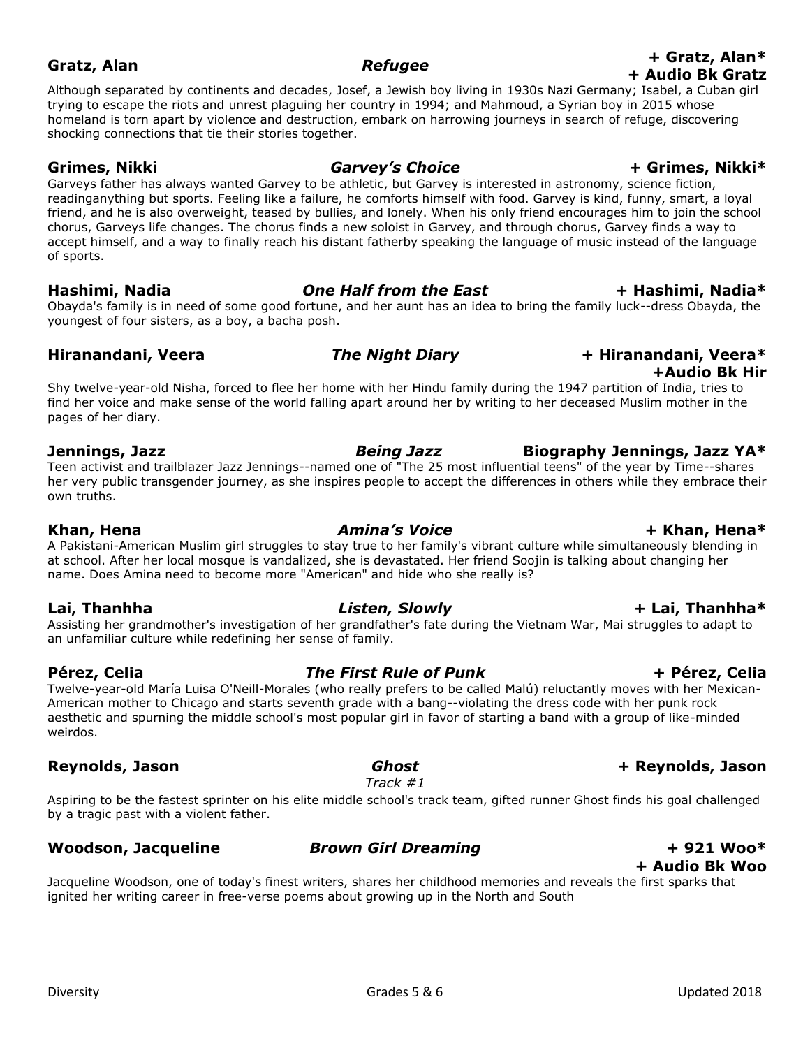**Gratz, Alan** | ***Refugee*** | **+ Gratz, Alan* + Audio Bk Gratz**

Although separated by continents and decades, Josef, a Jewish boy living in 1930s Nazi Germany; Isabel, a Cuban girl trying to escape the riots and unrest plaguing her country in 1994; and Mahmoud, a Syrian boy in 2015 whose homeland is torn apart by violence and destruction, embark on harrowing journeys in search of refuge, discovering shocking connections that tie their stories together.

**Grimes, Nikki** | ***Garvey's Choice*** | **+ Grimes, Nikki***

Garveys father has always wanted Garvey to be athletic, but Garvey is interested in astronomy, science fiction, readinganything but sports. Feeling like a failure, he comforts himself with food. Garvey is kind, funny, smart, a loyal friend, and he is also overweight, teased by bullies, and lonely. When his only friend encourages him to join the school chorus, Garveys life changes. The chorus finds a new soloist in Garvey, and through chorus, Garvey finds a way to accept himself, and a way to finally reach his distant fatherby speaking the language of music instead of the language of sports.

**Hashimi, Nadia** | ***One Half from the East*** | **+ Hashimi, Nadia***

Obayda's family is in need of some good fortune, and her aunt has an idea to bring the family luck--dress Obayda, the youngest of four sisters, as a boy, a bacha posh.

**Hiranandani, Veera** | ***The Night Diary*** | **+ Hiranandani, Veera* +Audio Bk Hir**

Shy twelve-year-old Nisha, forced to flee her home with her Hindu family during the 1947 partition of India, tries to find her voice and make sense of the world falling apart around her by writing to her deceased Muslim mother in the pages of her diary.

**Jennings, Jazz** | ***Being Jazz*** | **Biography Jennings, Jazz YA***

Teen activist and trailblazer Jazz Jennings--named one of "The 25 most influential teens" of the year by Time--shares her very public transgender journey, as she inspires people to accept the differences in others while they embrace their own truths.

**Khan, Hena** | ***Amina's Voice*** | **+ Khan, Hena***

A Pakistani-American Muslim girl struggles to stay true to her family's vibrant culture while simultaneously blending in at school. After her local mosque is vandalized, she is devastated. Her friend Soojin is talking about changing her name. Does Amina need to become more "American" and hide who she really is?

**Lai, Thanhha** | ***Listen, Slowly*** | **+ Lai, Thanhha***

Assisting her grandmother's investigation of her grandfather's fate during the Vietnam War, Mai struggles to adapt to an unfamiliar culture while redefining her sense of family.

**Pérez, Celia** | ***The First Rule of Punk*** | **+ Pérez, Celia**

Twelve-year-old María Luisa O'Neill-Morales (who really prefers to be called Malú) reluctantly moves with her Mexican-American mother to Chicago and starts seventh grade with a bang--violating the dress code with her punk rock aesthetic and spurning the middle school's most popular girl in favor of starting a band with a group of like-minded weirdos.

**Reynolds, Jason** | ***Ghost*** *Track #1* | **+ Reynolds, Jason**

Aspiring to be the fastest sprinter on his elite middle school's track team, gifted runner Ghost finds his goal challenged by a tragic past with a violent father.

**Woodson, Jacqueline** | ***Brown Girl Dreaming*** | **+ 921 Woo* + Audio Bk Woo**

Jacqueline Woodson, one of today's finest writers, shares her childhood memories and reveals the first sparks that ignited her writing career in free-verse poems about growing up in the North and South